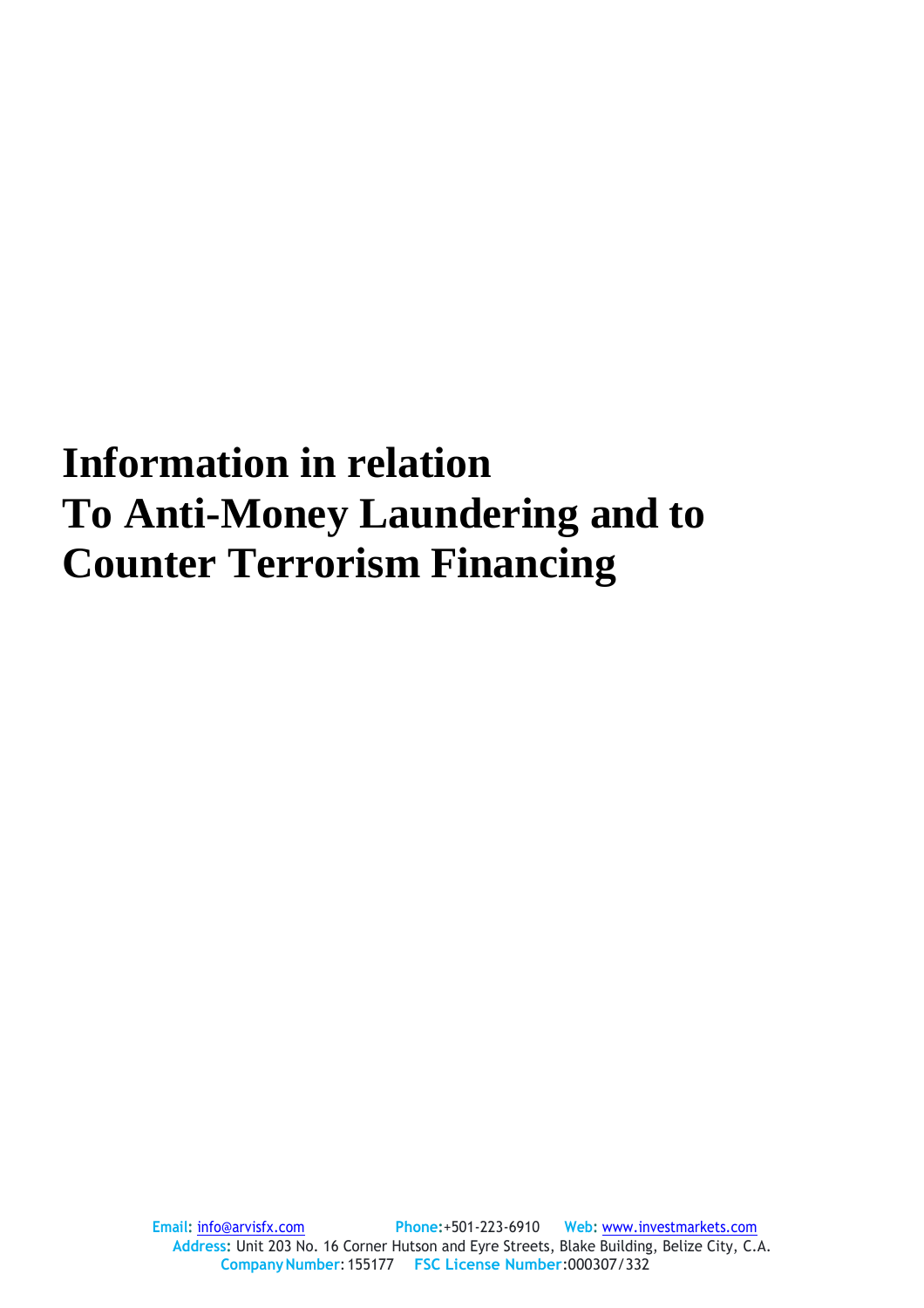# Information in relation To Anti-Money Laundering and to Counter Terrorism Financing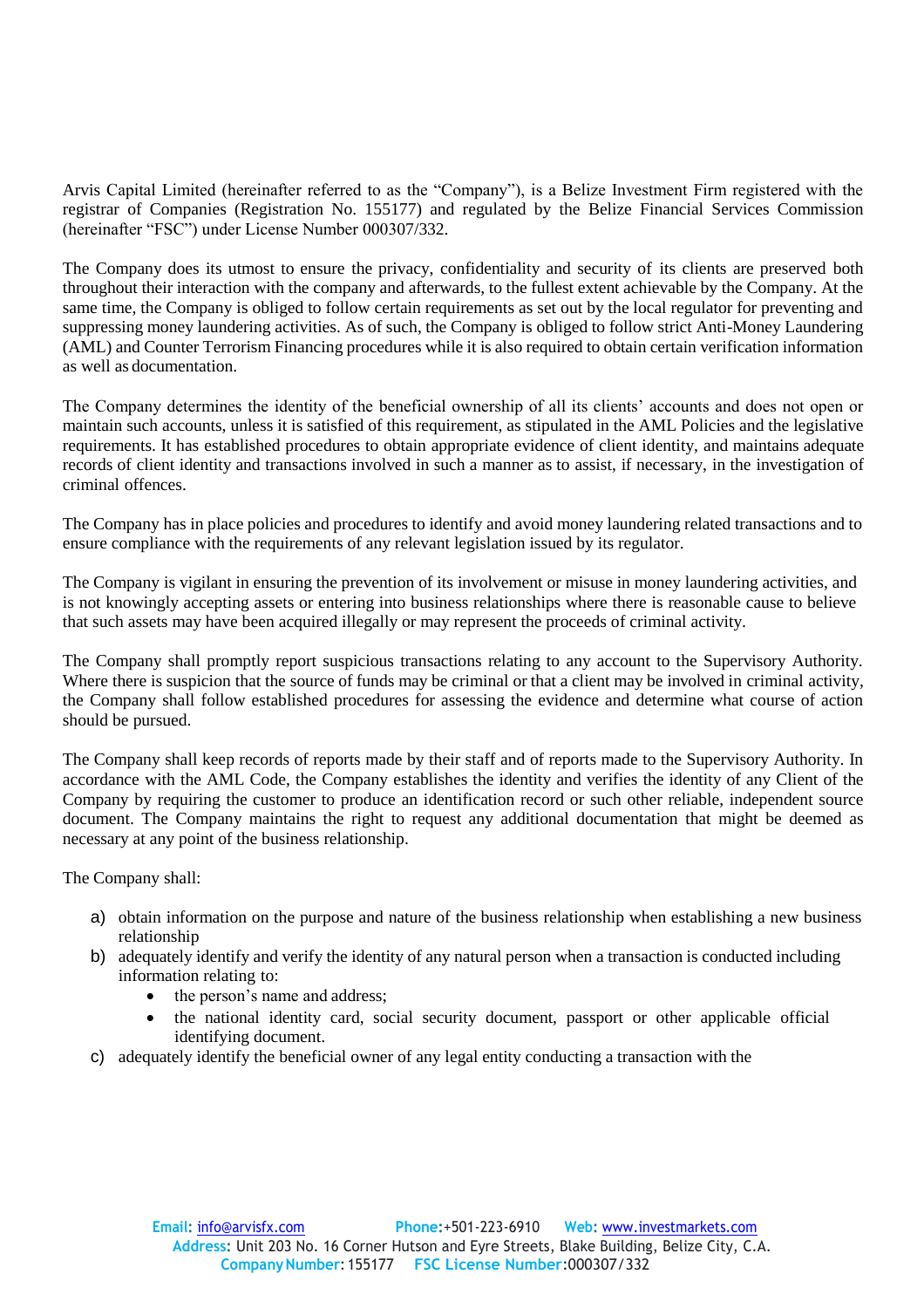Arvis Capital Limited (hereinafter referred to as the "Company"), is a Belize Investment Firm registered with the registrar of Companies (Registration No. 155177) and regulated by the Belize Financial Services Commission (hereinafter "FSC") under License Number 000307/332.

The Company does its utmost to ensure the privacy, confidentiality and security of its clients are preserved both throughout their interaction with the company and afterwards, to the fullest extent achievable by the Company. At the same time, the Company is obliged to follow certain requirements as set out by the local regulator for preventing and suppressing money laundering activities. As of such, the Company is obliged to follow strict Anti-Money Laundering (AML) and Counter Terrorism Financing procedures while it is also required to obtain certain verification information as well as documentation.

The Company determines the identity of the beneficial ownership of all its clients' accounts and does not open or maintain such accounts, unless it is satisfied of this requirement, as stipulated in the AML Policies and the legislative requirements. It has established procedures to obtain appropriate evidence of client identity, and maintains adequate records of client identity and transactions involved in such a manner as to assist, if necessary, in the investigation of criminal offences.

The Company has in place policies and procedures to identify and avoid money laundering related transactions and to ensure compliance with the requirements of any relevant legislation issued by its regulator.

The Company is vigilant in ensuring the prevention of its involvement or misuse in money laundering activities, and is not knowingly accepting assets or entering into business relationships where there is reasonable cause to believe that such assets may have been acquired illegally or may represent the proceeds of criminal activity.

The Company shall promptly report suspicious transactions relating to any account to the Supervisory Authority. Where there is suspicion that the source of funds may be criminal or that a client may be involved in criminal activity, the Company shall follow established procedures for assessing the evidence and determine what course of action should be pursued.

The Company shall keep records of reports made by their staff and of reports made to the Supervisory Authority. In accordance with the AML Code, the Company establishes the identity and verifies the identity of any Client of the Company by requiring the customer to produce an identification record or such other reliable, independent source document. The Company maintains the right to request any additional documentation that might be deemed as necessary at any point of the business relationship.

The Company shall:

a) obtain information on the purpose and nature of the business relationship when establishing a new business relationship
b) adequately identify and verify the identity of any natural person when a transaction is conducted including information relating to:
    - the person's name and address;
    - the national identity card, social security document, passport or other applicable official identifying document.
c) adequately identify the beneficial owner of any legal entity conducting a transaction with the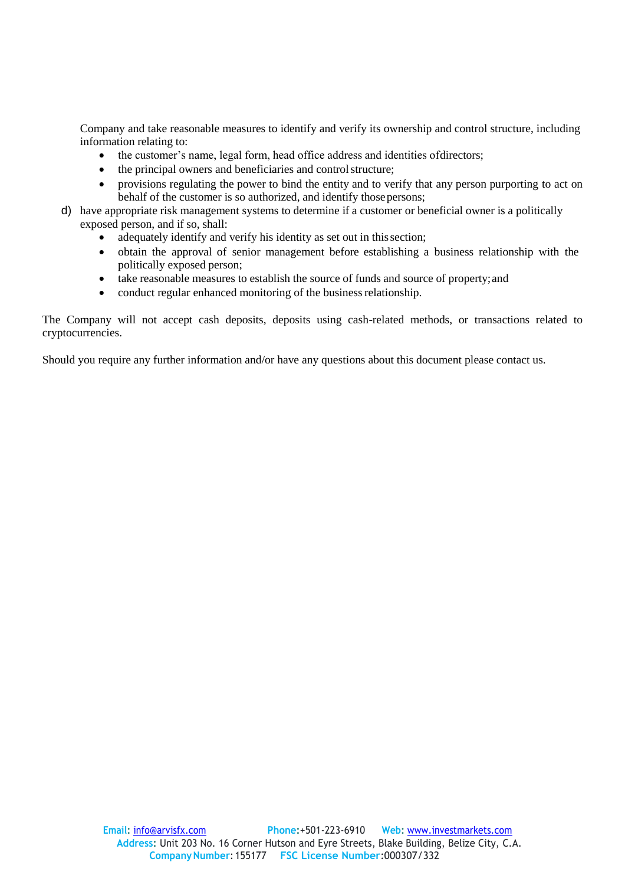Company and take reasonable measures to identify and verify its ownership and control structure, including information relating to:

- the customer's name, legal form, head office address and identities ofdirectors;
- the principal owners and beneficiaries and control structure;
- provisions regulating the power to bind the entity and to verify that any person purporting to act on behalf of the customer is so authorized, and identify those persons;

d) have appropriate risk management systems to determine if a customer or beneficial owner is a politically exposed person, and if so, shall:

- adequately identify and verify his identity as set out in this section;
- obtain the approval of senior management before establishing a business relationship with the politically exposed person;
- take reasonable measures to establish the source of funds and source of property; and
- conduct regular enhanced monitoring of the business relationship.

The Company will not accept cash deposits, deposits using cash-related methods, or transactions related to cryptocurrencies.

Should you require any further information and/or have any questions about this document please contact us.